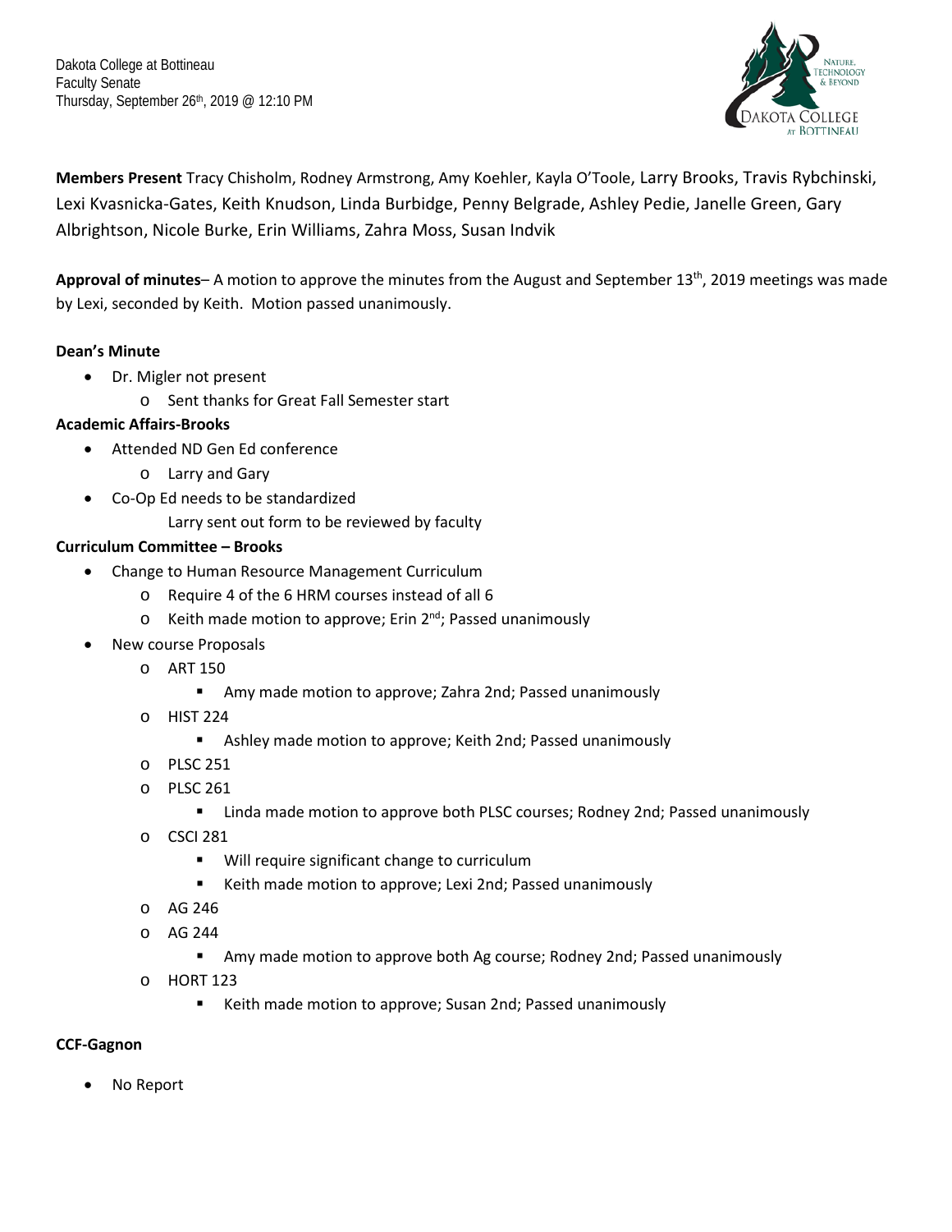Dakota College at Bottineau
Faculty Senate
Thursday, September 26th, 2019 @ 12:10 PM

**Members Present** Tracy Chisholm, Rodney Armstrong, Amy Koehler, Kayla O'Toole, Larry Brooks, Travis Rybchinski, Lexi Kvasnicka-Gates, Keith Knudson, Linda Burbidge, Penny Belgrade, Ashley Pedie, Janelle Green, Gary Albrightson, Nicole Burke, Erin Williams, Zahra Moss, Susan Indvik

**Approval of minutes**– A motion to approve the minutes from the August and September 13th, 2019 meetings was made by Lexi, seconded by Keith. Motion passed unanimously.

**Dean's Minute**

- Dr. Migler not present
  - Sent thanks for Great Fall Semester start

**Academic Affairs-Brooks**

- Attended ND Gen Ed conference
  - Larry and Gary
- Co-Op Ed needs to be standardized
  - Larry sent out form to be reviewed by faculty

**Curriculum Committee – Brooks**

- Change to Human Resource Management Curriculum
  - Require 4 of the 6 HRM courses instead of all 6
  - Keith made motion to approve; Erin 2nd; Passed unanimously
- New course Proposals
  - ART 150
    - Amy made motion to approve; Zahra 2nd; Passed unanimously
  - HIST 224
    - Ashley made motion to approve; Keith 2nd; Passed unanimously
  - PLSC 251
  - PLSC 261
    - Linda made motion to approve both PLSC courses; Rodney 2nd; Passed unanimously
  - CSCI 281
    - Will require significant change to curriculum
    - Keith made motion to approve; Lexi 2nd; Passed unanimously
  - AG 246
  - AG 244
    - Amy made motion to approve both Ag course; Rodney 2nd; Passed unanimously
  - HORT 123
    - Keith made motion to approve; Susan 2nd; Passed unanimously

**CCF-Gagnon**

- No Report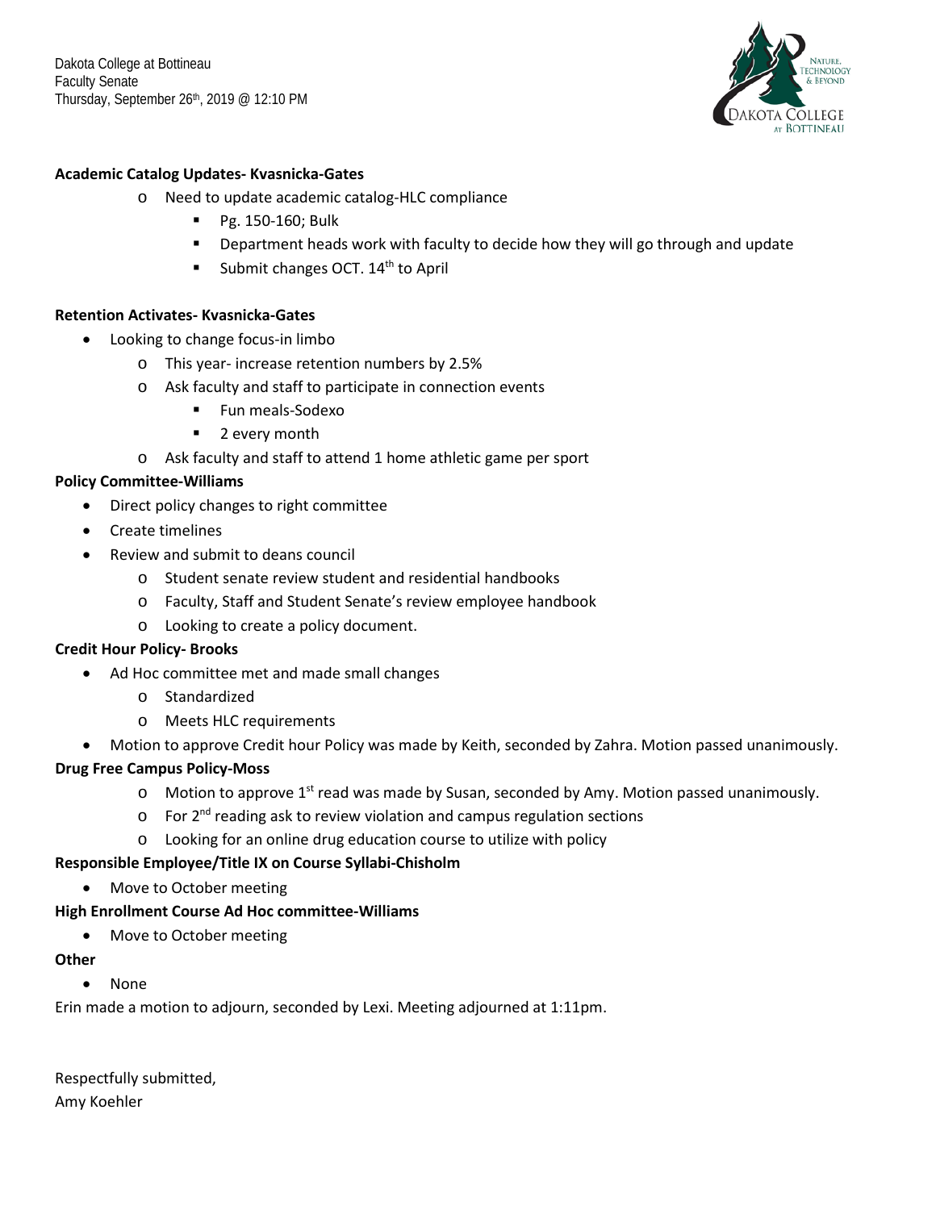Dakota College at Bottineau
Faculty Senate
Thursday, September 26th, 2019 @ 12:10 PM

**Academic Catalog Updates- Kvasnicka-Gates**

- Need to update academic catalog-HLC compliance
  - Pg. 150-160; Bulk
  - Department heads work with faculty to decide how they will go through and update
  - Submit changes OCT. 14th to April

**Retention Activates- Kvasnicka-Gates**

- Looking to change focus-in limbo
  - This year- increase retention numbers by 2.5%
  - Ask faculty and staff to participate in connection events
    - Fun meals-Sodexo
    - 2 every month
  - Ask faculty and staff to attend 1 home athletic game per sport

**Policy Committee-Williams**

- Direct policy changes to right committee
- Create timelines
- Review and submit to deans council
  - Student senate review student and residential handbooks
  - Faculty, Staff and Student Senate's review employee handbook
  - Looking to create a policy document.

**Credit Hour Policy- Brooks**

- Ad Hoc committee met and made small changes
  - Standardized
  - Meets HLC requirements
- Motion to approve Credit hour Policy was made by Keith, seconded by Zahra. Motion passed unanimously.

**Drug Free Campus Policy-Moss**

- Motion to approve 1st read was made by Susan, seconded by Amy. Motion passed unanimously.
- For 2nd reading ask to review violation and campus regulation sections
- Looking for an online drug education course to utilize with policy

**Responsible Employee/Title IX on Course Syllabi-Chisholm**

- Move to October meeting

**High Enrollment Course Ad Hoc committee-Williams**

- Move to October meeting

**Other**

- None

Erin made a motion to adjourn, seconded by Lexi. Meeting adjourned at 1:11pm.

Respectfully submitted,
Amy Koehler